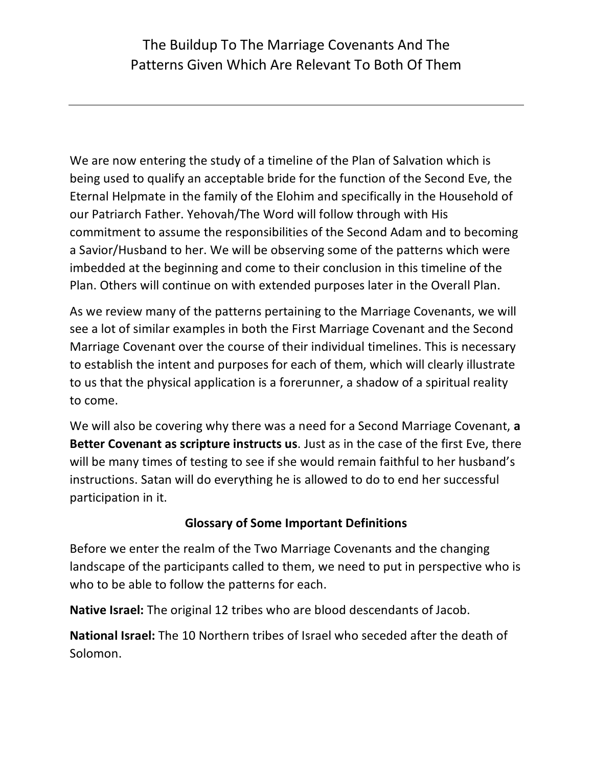# The Buildup To The Marriage Covenants And The Patterns Given Which Are Relevant To Both Of Them

---

We are now entering the study of a timeline of the Plan of Salvation which is being used to qualify an acceptable bride for the function of the Second Eve, the Eternal Helpmate in the family of the Elohim and specifically in the Household of our Patriarch Father. Yehovah/The Word will follow through with His commitment to assume the responsibilities of the Second Adam and to becoming a Savior/Husband to her. We will be observing some of the patterns which were imbedded at the beginning and come to their conclusion in this timeline of the Plan. Others will continue on with extended purposes later in the Overall Plan.

As we review many of the patterns pertaining to the Marriage Covenants, we will see a lot of similar examples in both the First Marriage Covenant and the Second Marriage Covenant over the course of their individual timelines. This is necessary to establish the intent and purposes for each of them, which will clearly illustrate to us that the physical application is a forerunner, a shadow of a spiritual reality to come.

We will also be covering why there was a need for a Second Marriage Covenant, **a Better Covenant as scripture instructs us**. Just as in the case of the first Eve, there will be many times of testing to see if she would remain faithful to her husband's instructions. Satan will do everything he is allowed to do to end her successful participation in it.

### Glossary of Some Important Definitions

Before we enter the realm of the Two Marriage Covenants and the changing landscape of the participants called to them, we need to put in perspective who is who to be able to follow the patterns for each.

**Native Israel:** The original 12 tribes who are blood descendants of Jacob.

**National Israel:** The 10 Northern tribes of Israel who seceded after the death of Solomon.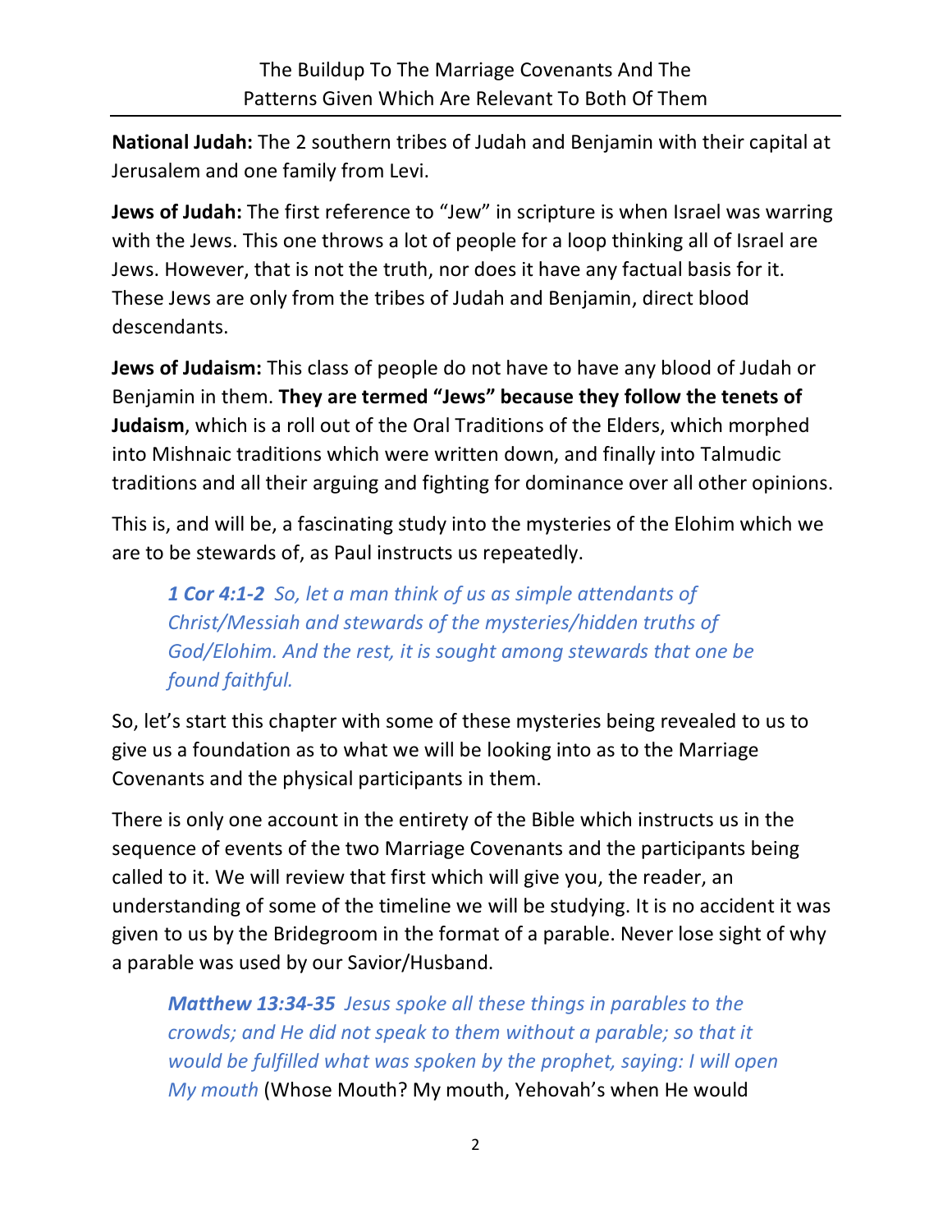**National Judah:** The 2 southern tribes of Judah and Benjamin with their capital at Jerusalem and one family from Levi.

**Jews of Judah:** The first reference to "Jew" in scripture is when Israel was warring with the Jews. This one throws a lot of people for a loop thinking all of Israel are Jews. However, that is not the truth, nor does it have any factual basis for it. These Jews are only from the tribes of Judah and Benjamin, direct blood descendants.

**Jews of Judaism:** This class of people do not have to have any blood of Judah or Benjamin in them. **They are termed "Jews" because they follow the tenets of Judaism**, which is a roll out of the Oral Traditions of the Elders, which morphed into Mishnaic traditions which were written down, and finally into Talmudic traditions and all their arguing and fighting for dominance over all other opinions.

This is, and will be, a fascinating study into the mysteries of the Elohim which we are to be stewards of, as Paul instructs us repeatedly.

> ***1 Cor 4:1-2*** *So, let a man think of us as simple attendants of Christ/Messiah and stewards of the mysteries/hidden truths of God/Elohim. And the rest, it is sought among stewards that one be found faithful.*

So, let's start this chapter with some of these mysteries being revealed to us to give us a foundation as to what we will be looking into as to the Marriage Covenants and the physical participants in them.

There is only one account in the entirety of the Bible which instructs us in the sequence of events of the two Marriage Covenants and the participants being called to it. We will review that first which will give you, the reader, an understanding of some of the timeline we will be studying. It is no accident it was given to us by the Bridegroom in the format of a parable. Never lose sight of why a parable was used by our Savior/Husband.

> ***Matthew 13:34-35*** *Jesus spoke all these things in parables to the crowds; and He did not speak to them without a parable; so that it would be fulfilled what was spoken by the prophet, saying: I will open My mouth* (Whose Mouth? My mouth, Yehovah's when He would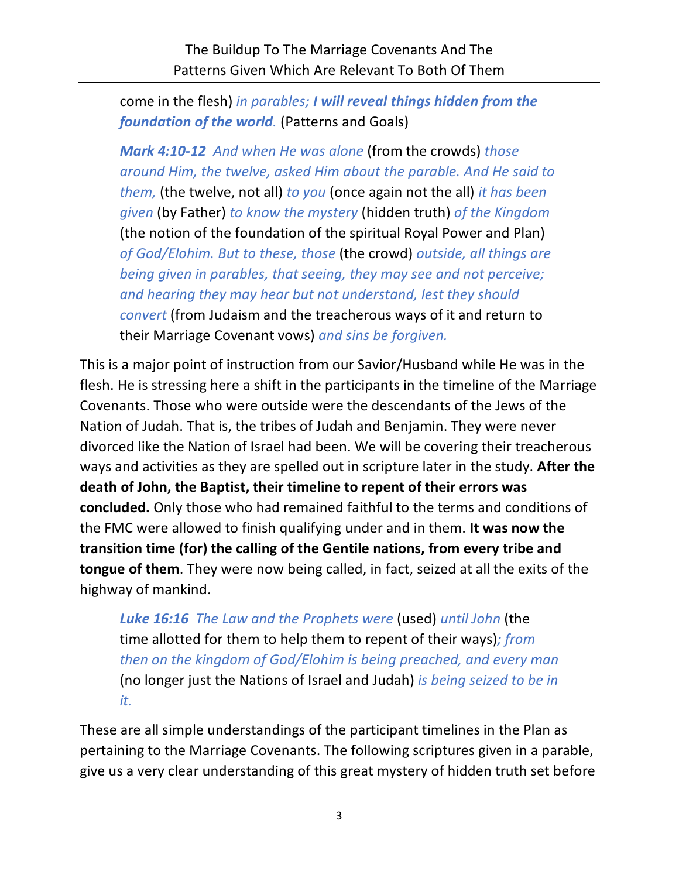come in the flesh) *in parables; **I will reveal things hidden from the foundation of the world.*** (Patterns and Goals)

> ***Mark 4:10-12*** *And when He was alone* (from the crowds) *those around Him, the twelve, asked Him about the parable. And He said to them,* (the twelve, not all) *to you* (once again not the all) *it has been given* (by Father) *to know the mystery* (hidden truth) *of the Kingdom* (the notion of the foundation of the spiritual Royal Power and Plan) *of God/Elohim. But to these, those* (the crowd) *outside, all things are being given in parables, that seeing, they may see and not perceive; and hearing they may hear but not understand, lest they should convert* (from Judaism and the treacherous ways of it and return to their Marriage Covenant vows) *and sins be forgiven.*

This is a major point of instruction from our Savior/Husband while He was in the flesh. He is stressing here a shift in the participants in the timeline of the Marriage Covenants. Those who were outside were the descendants of the Jews of the Nation of Judah. That is, the tribes of Judah and Benjamin. They were never divorced like the Nation of Israel had been. We will be covering their treacherous ways and activities as they are spelled out in scripture later in the study. **After the death of John, the Baptist, their timeline to repent of their errors was concluded.** Only those who had remained faithful to the terms and conditions of the FMC were allowed to finish qualifying under and in them. **It was now the transition time (for) the calling of the Gentile nations, from every tribe and tongue of them**. They were now being called, in fact, seized at all the exits of the highway of mankind.

> ***Luke 16:16*** *The Law and the Prophets were* (used) *until John* (the time allotted for them to help them to repent of their ways)*; from then on the kingdom of God/Elohim is being preached, and every man* (no longer just the Nations of Israel and Judah) *is being seized to be in it.*

These are all simple understandings of the participant timelines in the Plan as pertaining to the Marriage Covenants. The following scriptures given in a parable, give us a very clear understanding of this great mystery of hidden truth set before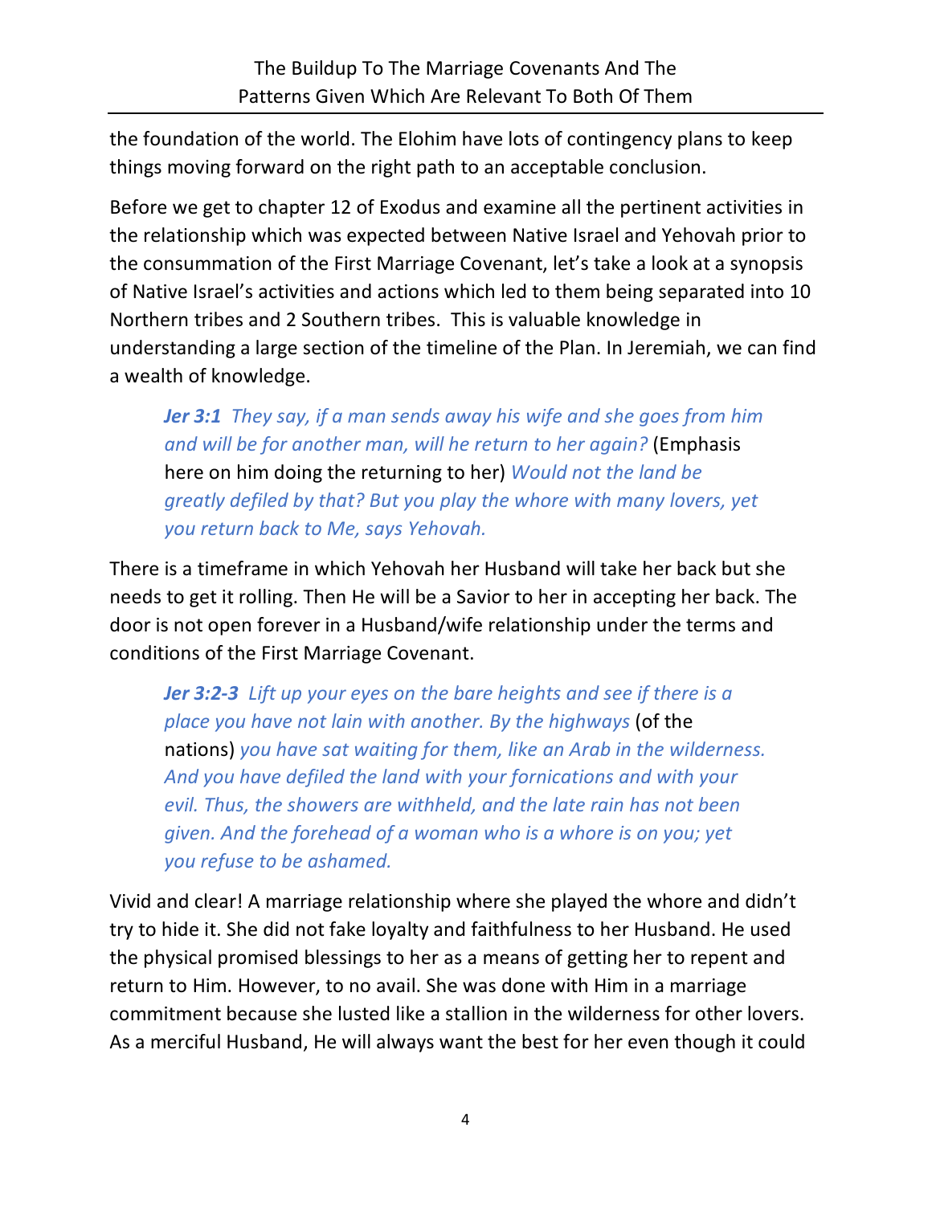the foundation of the world. The Elohim have lots of contingency plans to keep things moving forward on the right path to an acceptable conclusion.

Before we get to chapter 12 of Exodus and examine all the pertinent activities in the relationship which was expected between Native Israel and Yehovah prior to the consummation of the First Marriage Covenant, let's take a look at a synopsis of Native Israel's activities and actions which led to them being separated into 10 Northern tribes and 2 Southern tribes. This is valuable knowledge in understanding a large section of the timeline of the Plan. In Jeremiah, we can find a wealth of knowledge.

> ***Jer 3:1*** *They say, if a man sends away his wife and she goes from him and will be for another man, will he return to her again?* (Emphasis here on him doing the returning to her) *Would not the land be greatly defiled by that? But you play the whore with many lovers, yet you return back to Me, says Yehovah.*

There is a timeframe in which Yehovah her Husband will take her back but she needs to get it rolling. Then He will be a Savior to her in accepting her back. The door is not open forever in a Husband/wife relationship under the terms and conditions of the First Marriage Covenant.

> ***Jer 3:2-3*** *Lift up your eyes on the bare heights and see if there is a place you have not lain with another. By the highways* (of the nations) *you have sat waiting for them, like an Arab in the wilderness. And you have defiled the land with your fornications and with your evil. Thus, the showers are withheld, and the late rain has not been given. And the forehead of a woman who is a whore is on you; yet you refuse to be ashamed.*

Vivid and clear! A marriage relationship where she played the whore and didn't try to hide it. She did not fake loyalty and faithfulness to her Husband. He used the physical promised blessings to her as a means of getting her to repent and return to Him. However, to no avail. She was done with Him in a marriage commitment because she lusted like a stallion in the wilderness for other lovers. As a merciful Husband, He will always want the best for her even though it could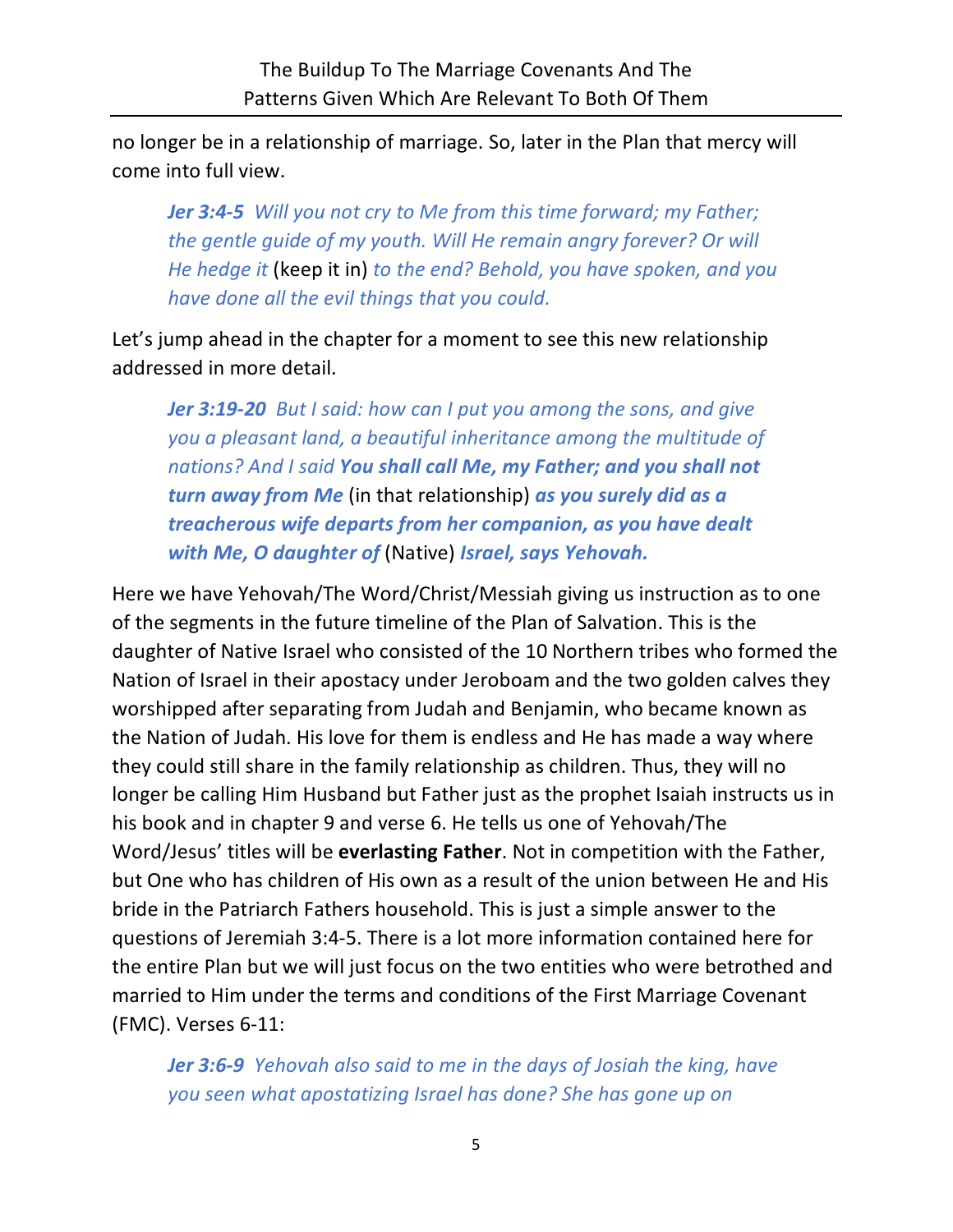no longer be in a relationship of marriage. So, later in the Plan that mercy will come into full view.

> ***Jer 3:4-5*** *Will you not cry to Me from this time forward; my Father; the gentle guide of my youth. Will He remain angry forever? Or will He hedge it* (keep it in) *to the end? Behold, you have spoken, and you have done all the evil things that you could.*

Let's jump ahead in the chapter for a moment to see this new relationship addressed in more detail.

> ***Jer 3:19-20*** *But I said: how can I put you among the sons, and give you a pleasant land, a beautiful inheritance among the multitude of nations? And I said* ***You shall call Me, my Father; and you shall not turn away from Me*** (in that relationship) ***as you surely did as a treacherous wife departs from her companion, as you have dealt with Me, O daughter of*** (Native) ***Israel, says Yehovah.***

Here we have Yehovah/The Word/Christ/Messiah giving us instruction as to one of the segments in the future timeline of the Plan of Salvation. This is the daughter of Native Israel who consisted of the 10 Northern tribes who formed the Nation of Israel in their apostacy under Jeroboam and the two golden calves they worshipped after separating from Judah and Benjamin, who became known as the Nation of Judah. His love for them is endless and He has made a way where they could still share in the family relationship as children. Thus, they will no longer be calling Him Husband but Father just as the prophet Isaiah instructs us in his book and in chapter 9 and verse 6. He tells us one of Yehovah/The Word/Jesus' titles will be **everlasting Father**. Not in competition with the Father, but One who has children of His own as a result of the union between He and His bride in the Patriarch Fathers household. This is just a simple answer to the questions of Jeremiah 3:4-5. There is a lot more information contained here for the entire Plan but we will just focus on the two entities who were betrothed and married to Him under the terms and conditions of the First Marriage Covenant (FMC). Verses 6-11:

> ***Jer 3:6-9*** *Yehovah also said to me in the days of Josiah the king, have you seen what apostatizing Israel has done? She has gone up on*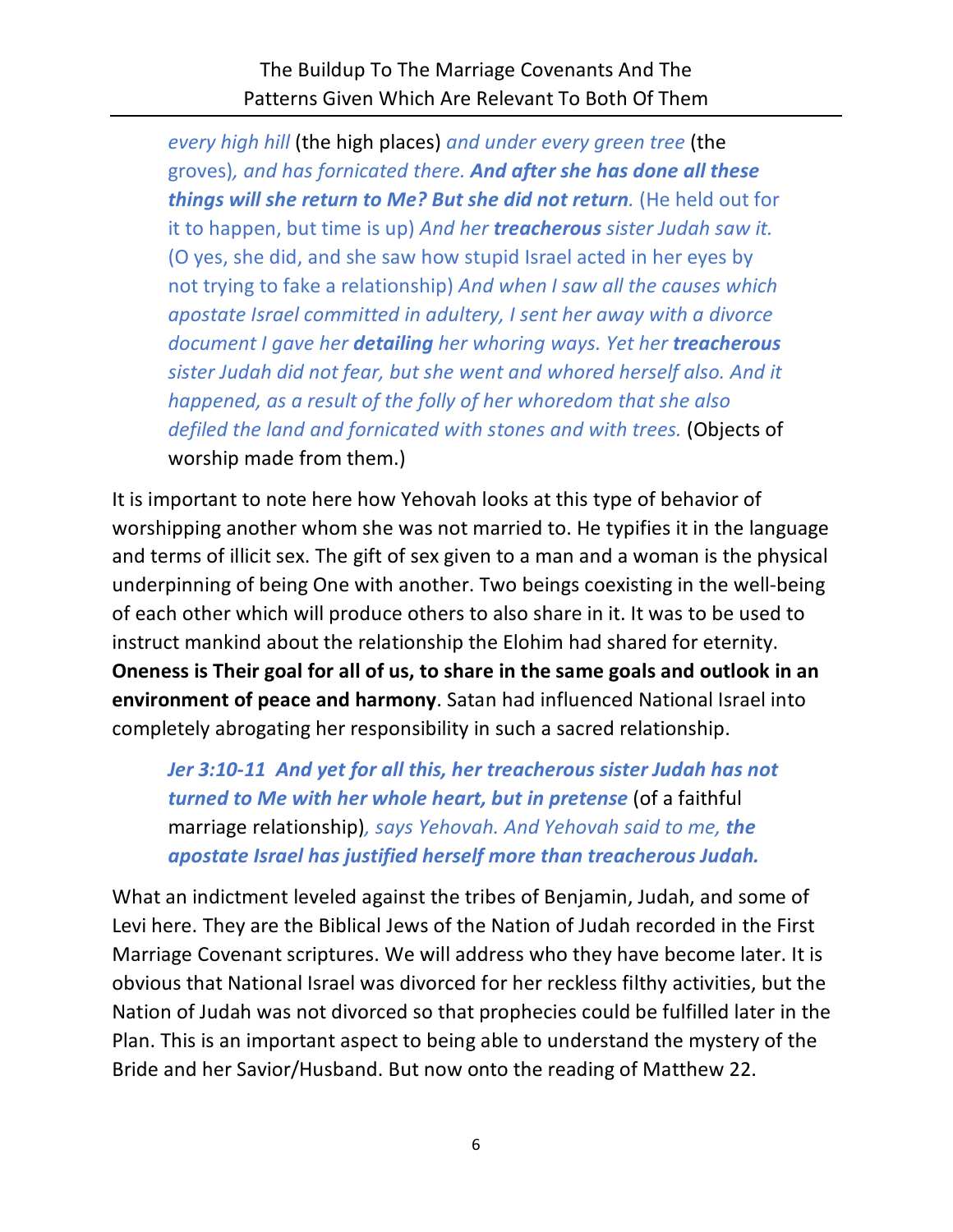> *every high hill* (the high places) *and under every green tree* (the groves)*, and has fornicated there.* ***And after she has done all these things will she return to Me? But she did not return.*** (He held out for it to happen, but time is up) *And her* ***treacherous*** *sister Judah saw it.* (O yes, she did, and she saw how stupid Israel acted in her eyes by not trying to fake a relationship) *And when I saw all the causes which apostate Israel committed in adultery, I sent her away with a divorce document I gave her* ***detailing*** *her whoring ways. Yet her* ***treacherous*** *sister Judah did not fear, but she went and whored herself also. And it happened, as a result of the folly of her whoredom that she also defiled the land and fornicated with stones and with trees.* (Objects of worship made from them.)

It is important to note here how Yehovah looks at this type of behavior of worshipping another whom she was not married to. He typifies it in the language and terms of illicit sex. The gift of sex given to a man and a woman is the physical underpinning of being One with another. Two beings coexisting in the well-being of each other which will produce others to also share in it. It was to be used to instruct mankind about the relationship the Elohim had shared for eternity. **Oneness is Their goal for all of us, to share in the same goals and outlook in an environment of peace and harmony**. Satan had influenced National Israel into completely abrogating her responsibility in such a sacred relationship.

> ***Jer 3:10-11 And yet for all this, her treacherous sister Judah has not turned to Me with her whole heart, but in pretense*** (of a faithful marriage relationship)*, says Yehovah. And Yehovah said to me,* ***the apostate Israel has justified herself more than treacherous Judah.***

What an indictment leveled against the tribes of Benjamin, Judah, and some of Levi here. They are the Biblical Jews of the Nation of Judah recorded in the First Marriage Covenant scriptures. We will address who they have become later. It is obvious that National Israel was divorced for her reckless filthy activities, but the Nation of Judah was not divorced so that prophecies could be fulfilled later in the Plan. This is an important aspect to being able to understand the mystery of the Bride and her Savior/Husband. But now onto the reading of Matthew 22.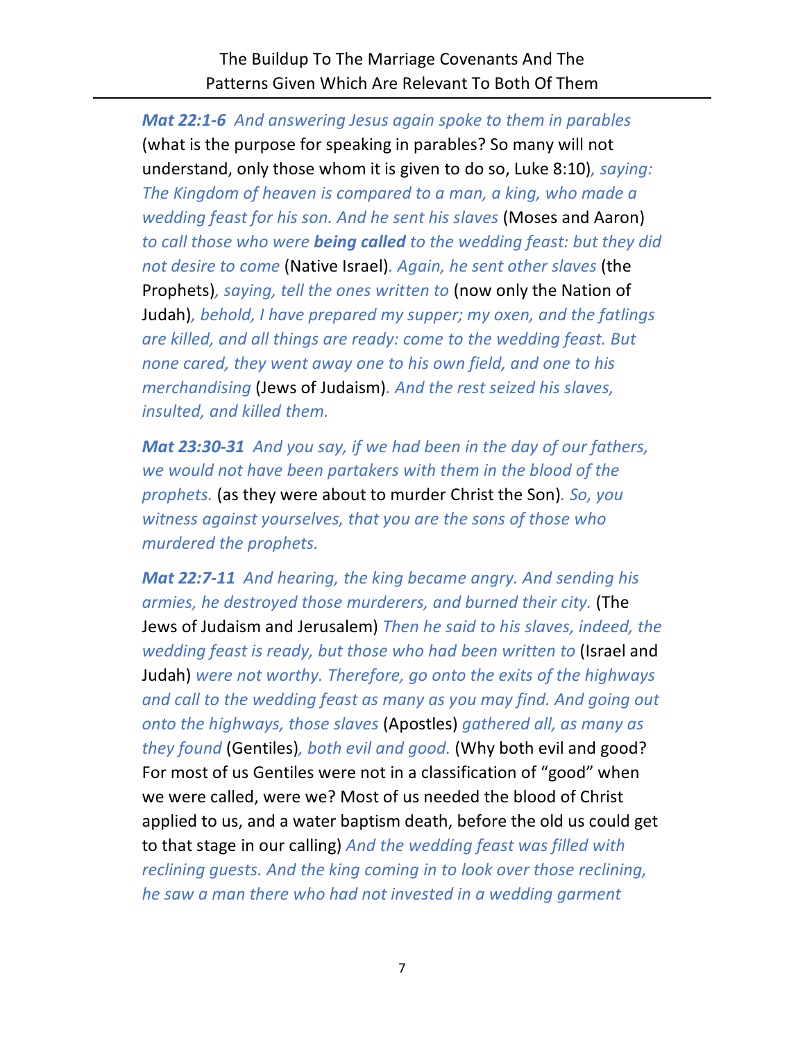***Mat 22:1-6*** *And answering Jesus again spoke to them in parables* (what is the purpose for speaking in parables? So many will not understand, only those whom it is given to do so, Luke 8:10)*, saying: The Kingdom of heaven is compared to a man, a king, who made a wedding feast for his son. And he sent his slaves* (Moses and Aaron) *to call those who were **being called** to the wedding feast: but they did not desire to come* (Native Israel)*. Again, he sent other slaves* (the Prophets)*, saying, tell the ones written to* (now only the Nation of Judah)*, behold, I have prepared my supper; my oxen, and the fatlings are killed, and all things are ready: come to the wedding feast. But none cared, they went away one to his own field, and one to his merchandising* (Jews of Judaism)*. And the rest seized his slaves, insulted, and killed them.*

***Mat 23:30-31*** *And you say, if we had been in the day of our fathers, we would not have been partakers with them in the blood of the prophets.* (as they were about to murder Christ the Son)*. So, you witness against yourselves, that you are the sons of those who murdered the prophets.*

***Mat 22:7-11*** *And hearing, the king became angry. And sending his armies, he destroyed those murderers, and burned their city.* (The Jews of Judaism and Jerusalem) *Then he said to his slaves, indeed, the wedding feast is ready, but those who had been written to* (Israel and Judah) *were not worthy. Therefore, go onto the exits of the highways and call to the wedding feast as many as you may find. And going out onto the highways, those slaves* (Apostles) *gathered all, as many as they found* (Gentiles)*, both evil and good.* (Why both evil and good? For most of us Gentiles were not in a classification of "good" when we were called, were we? Most of us needed the blood of Christ applied to us, and a water baptism death, before the old us could get to that stage in our calling) *And the wedding feast was filled with reclining guests. And the king coming in to look over those reclining, he saw a man there who had not invested in a wedding garment*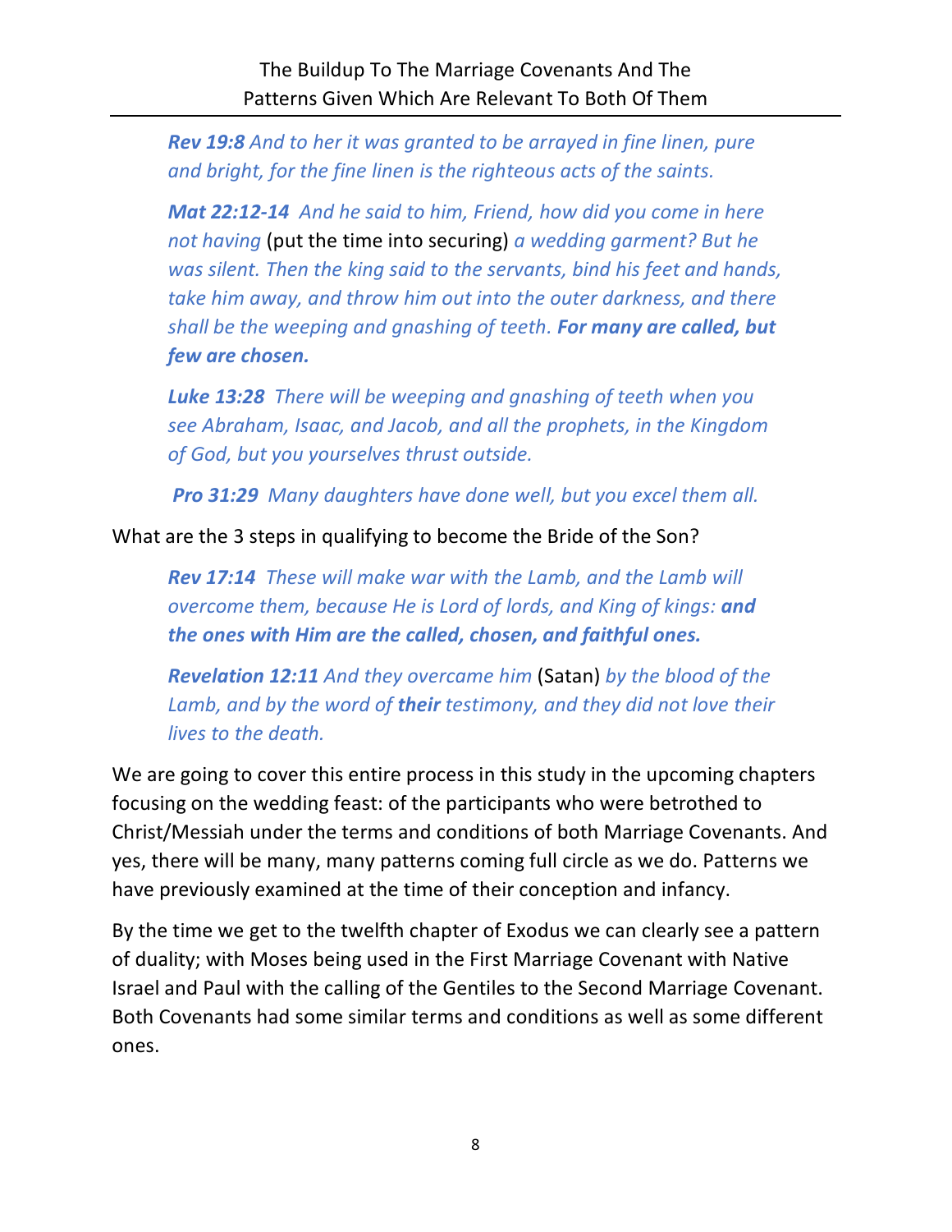***Rev 19:8*** *And to her it was granted to be arrayed in fine linen, pure and bright, for the fine linen is the righteous acts of the saints.*

***Mat 22:12-14*** *And he said to him, Friend, how did you come in here not having* (put the time into securing) *a wedding garment? But he was silent. Then the king said to the servants, bind his feet and hands, take him away, and throw him out into the outer darkness, and there shall be the weeping and gnashing of teeth.* ***For many are called, but few are chosen.***

***Luke 13:28*** *There will be weeping and gnashing of teeth when you see Abraham, Isaac, and Jacob, and all the prophets, in the Kingdom of God, but you yourselves thrust outside.*

***Pro 31:29*** *Many daughters have done well, but you excel them all.*

What are the 3 steps in qualifying to become the Bride of the Son?

***Rev 17:14*** *These will make war with the Lamb, and the Lamb will overcome them, because He is Lord of lords, and King of kings:* ***and the ones with Him are the called, chosen, and faithful ones.***

***Revelation 12:11*** *And they overcame him* (Satan) *by the blood of the Lamb, and by the word of* ***their*** *testimony, and they did not love their lives to the death.*

We are going to cover this entire process in this study in the upcoming chapters focusing on the wedding feast: of the participants who were betrothed to Christ/Messiah under the terms and conditions of both Marriage Covenants. And yes, there will be many, many patterns coming full circle as we do. Patterns we have previously examined at the time of their conception and infancy.

By the time we get to the twelfth chapter of Exodus we can clearly see a pattern of duality; with Moses being used in the First Marriage Covenant with Native Israel and Paul with the calling of the Gentiles to the Second Marriage Covenant. Both Covenants had some similar terms and conditions as well as some different ones.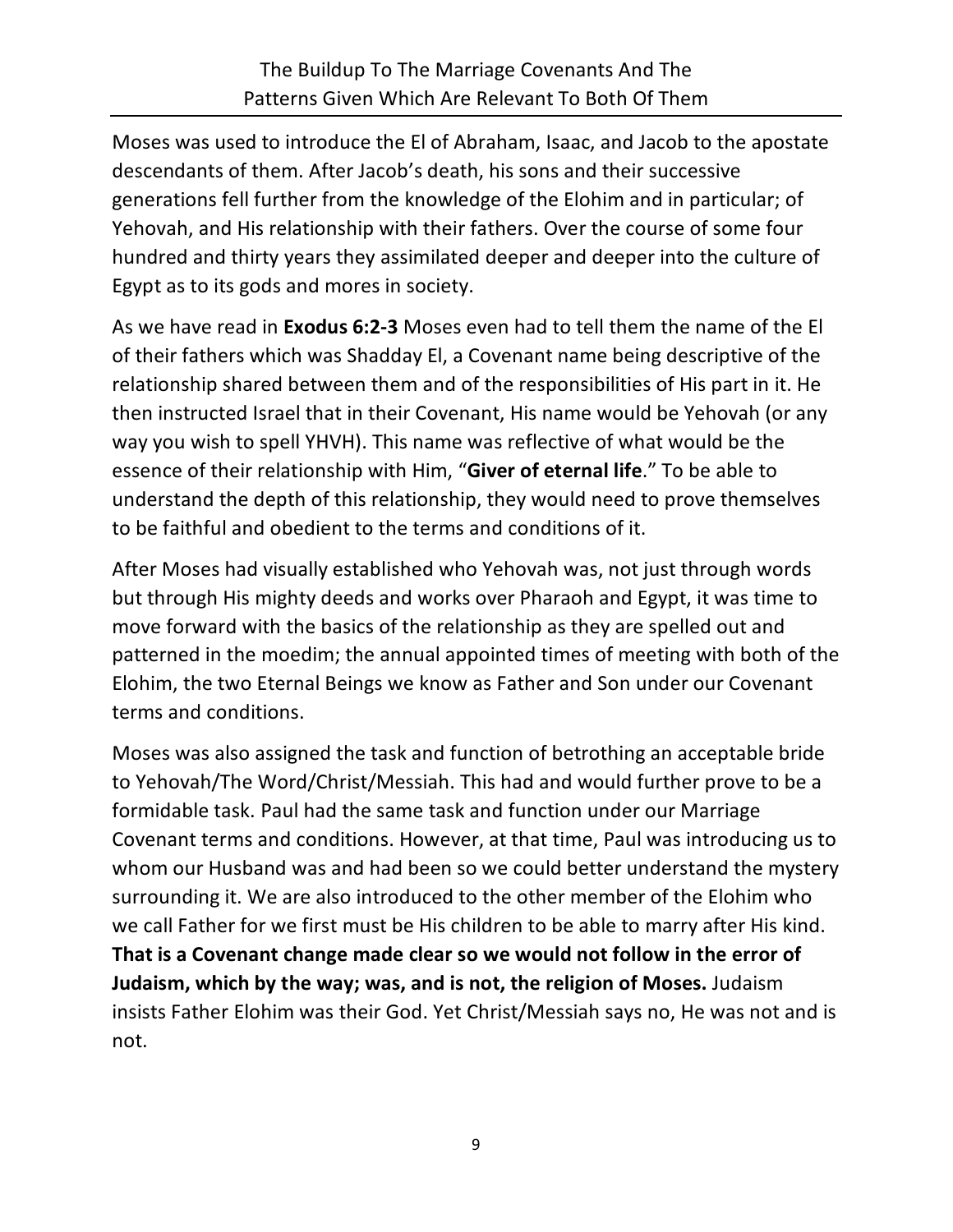Moses was used to introduce the El of Abraham, Isaac, and Jacob to the apostate descendants of them. After Jacob's death, his sons and their successive generations fell further from the knowledge of the Elohim and in particular; of Yehovah, and His relationship with their fathers. Over the course of some four hundred and thirty years they assimilated deeper and deeper into the culture of Egypt as to its gods and mores in society.

As we have read in **Exodus 6:2-3** Moses even had to tell them the name of the El of their fathers which was Shadday El, a Covenant name being descriptive of the relationship shared between them and of the responsibilities of His part in it. He then instructed Israel that in their Covenant, His name would be Yehovah (or any way you wish to spell YHVH). This name was reflective of what would be the essence of their relationship with Him, "**Giver of eternal life**." To be able to understand the depth of this relationship, they would need to prove themselves to be faithful and obedient to the terms and conditions of it.

After Moses had visually established who Yehovah was, not just through words but through His mighty deeds and works over Pharaoh and Egypt, it was time to move forward with the basics of the relationship as they are spelled out and patterned in the moedim; the annual appointed times of meeting with both of the Elohim, the two Eternal Beings we know as Father and Son under our Covenant terms and conditions.

Moses was also assigned the task and function of betrothing an acceptable bride to Yehovah/The Word/Christ/Messiah. This had and would further prove to be a formidable task. Paul had the same task and function under our Marriage Covenant terms and conditions. However, at that time, Paul was introducing us to whom our Husband was and had been so we could better understand the mystery surrounding it. We are also introduced to the other member of the Elohim who we call Father for we first must be His children to be able to marry after His kind. **That is a Covenant change made clear so we would not follow in the error of Judaism, which by the way; was, and is not, the religion of Moses.** Judaism insists Father Elohim was their God. Yet Christ/Messiah says no, He was not and is not.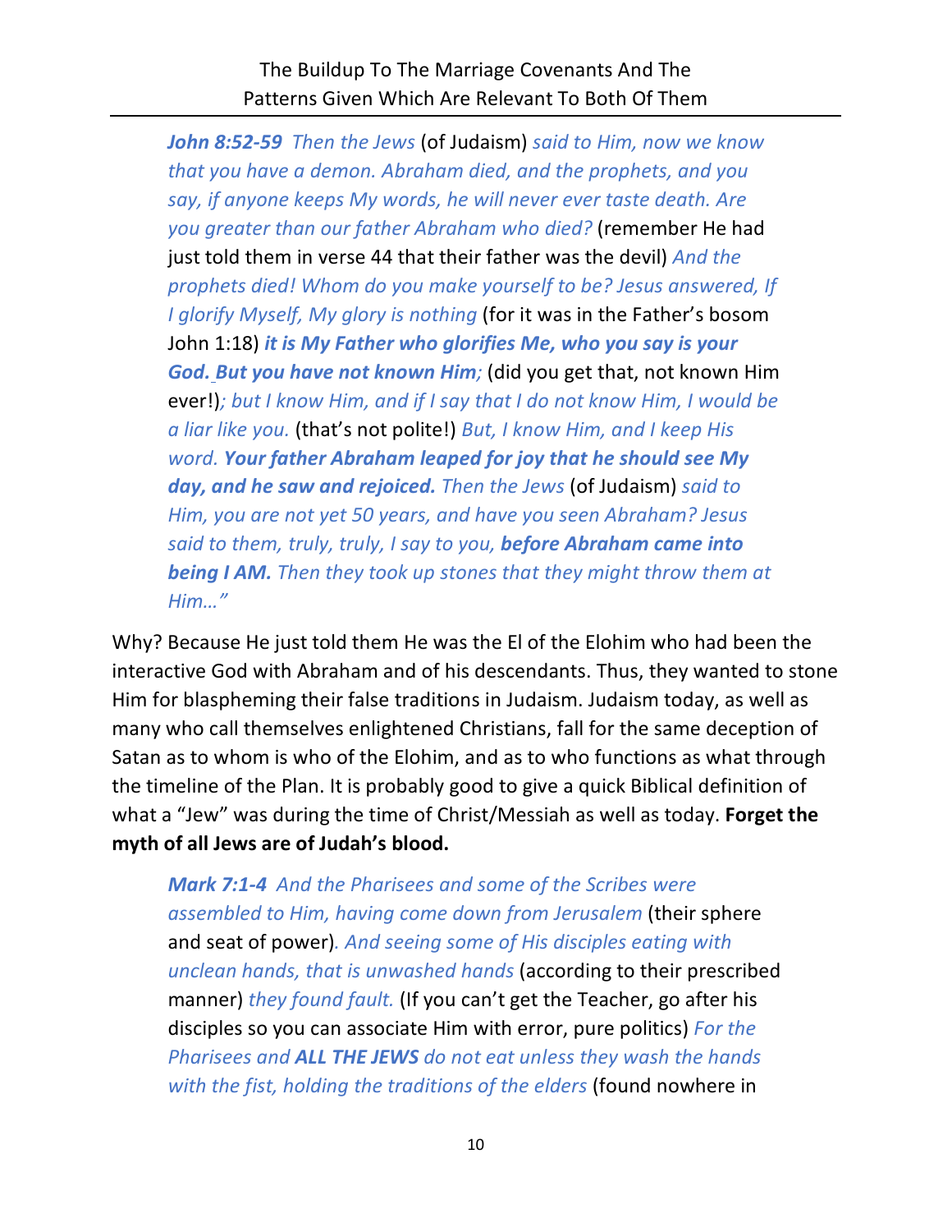> ***John 8:52-59*** *Then the Jews* (of Judaism) *said to Him, now we know that you have a demon. Abraham died, and the prophets, and you say, if anyone keeps My words, he will never ever taste death. Are you greater than our father Abraham who died?* (remember He had just told them in verse 44 that their father was the devil) *And the prophets died! Whom do you make yourself to be? Jesus answered, If I glorify Myself, My glory is nothing* (for it was in the Father's bosom John 1:18) ***it is My Father who glorifies Me, who you say is your God. But you have not known Him;*** (did you get that, not known Him ever!)*; but I know Him, and if I say that I do not know Him, I would be a liar like you.* (that's not polite!) *But, I know Him, and I keep His word.* ***Your father Abraham leaped for joy that he should see My day, and he saw and rejoiced.*** *Then the Jews* (of Judaism) *said to Him, you are not yet 50 years, and have you seen Abraham? Jesus said to them, truly, truly, I say to you,* ***before Abraham came into being I AM.*** *Then they took up stones that they might throw them at Him…"*

Why? Because He just told them He was the El of the Elohim who had been the interactive God with Abraham and of his descendants. Thus, they wanted to stone Him for blaspheming their false traditions in Judaism. Judaism today, as well as many who call themselves enlightened Christians, fall for the same deception of Satan as to whom is who of the Elohim, and as to who functions as what through the timeline of the Plan. It is probably good to give a quick Biblical definition of what a "Jew" was during the time of Christ/Messiah as well as today. **Forget the myth of all Jews are of Judah's blood.**

> ***Mark 7:1-4*** *And the Pharisees and some of the Scribes were assembled to Him, having come down from Jerusalem* (their sphere and seat of power)*. And seeing some of His disciples eating with unclean hands, that is unwashed hands* (according to their prescribed manner) *they found fault.* (If you can't get the Teacher, go after his disciples so you can associate Him with error, pure politics) *For the Pharisees and* ***ALL THE JEWS*** *do not eat unless they wash the hands with the fist, holding the traditions of the elders* (found nowhere in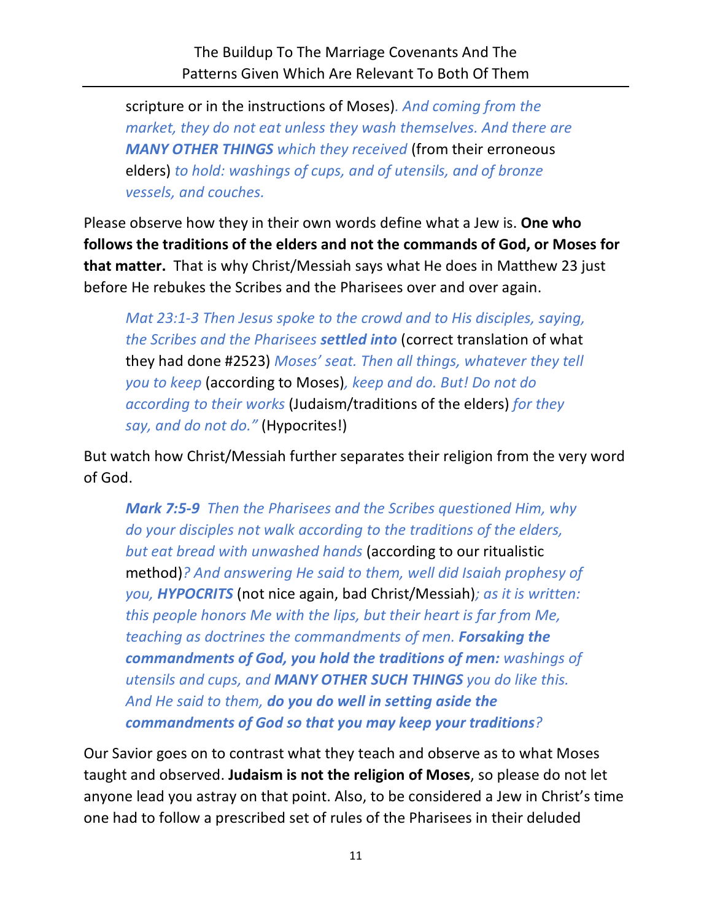> scripture or in the instructions of Moses)*. And coming from the market, they do not eat unless they wash themselves. And there are* ***MANY OTHER THINGS*** *which they received* (from their erroneous elders) *to hold: washings of cups, and of utensils, and of bronze vessels, and couches.*

Please observe how they in their own words define what a Jew is. **One who follows the traditions of the elders and not the commands of God, or Moses for that matter.** That is why Christ/Messiah says what He does in Matthew 23 just before He rebukes the Scribes and the Pharisees over and over again.

> *Mat 23:1-3 Then Jesus spoke to the crowd and to His disciples, saying, the Scribes and the Pharisees* ***settled into*** (correct translation of what they had done #2523) *Moses' seat. Then all things, whatever they tell you to keep* (according to Moses)*, keep and do. But! Do not do according to their works* (Judaism/traditions of the elders) *for they say, and do not do."* (Hypocrites!)

But watch how Christ/Messiah further separates their religion from the very word of God.

> ***Mark 7:5-9*** *Then the Pharisees and the Scribes questioned Him, why do your disciples not walk according to the traditions of the elders, but eat bread with unwashed hands* (according to our ritualistic method)*? And answering He said to them, well did Isaiah prophesy of you,* ***HYPOCRITS*** (not nice again, bad Christ/Messiah)*; as it is written: this people honors Me with the lips, but their heart is far from Me, teaching as doctrines the commandments of men.* ***Forsaking the commandments of God, you hold the traditions of men:*** *washings of utensils and cups, and* ***MANY OTHER SUCH THINGS*** *you do like this. And He said to them,* ***do you do well in setting aside the commandments of God so that you may keep your traditions****?*

Our Savior goes on to contrast what they teach and observe as to what Moses taught and observed. **Judaism is not the religion of Moses**, so please do not let anyone lead you astray on that point. Also, to be considered a Jew in Christ's time one had to follow a prescribed set of rules of the Pharisees in their deluded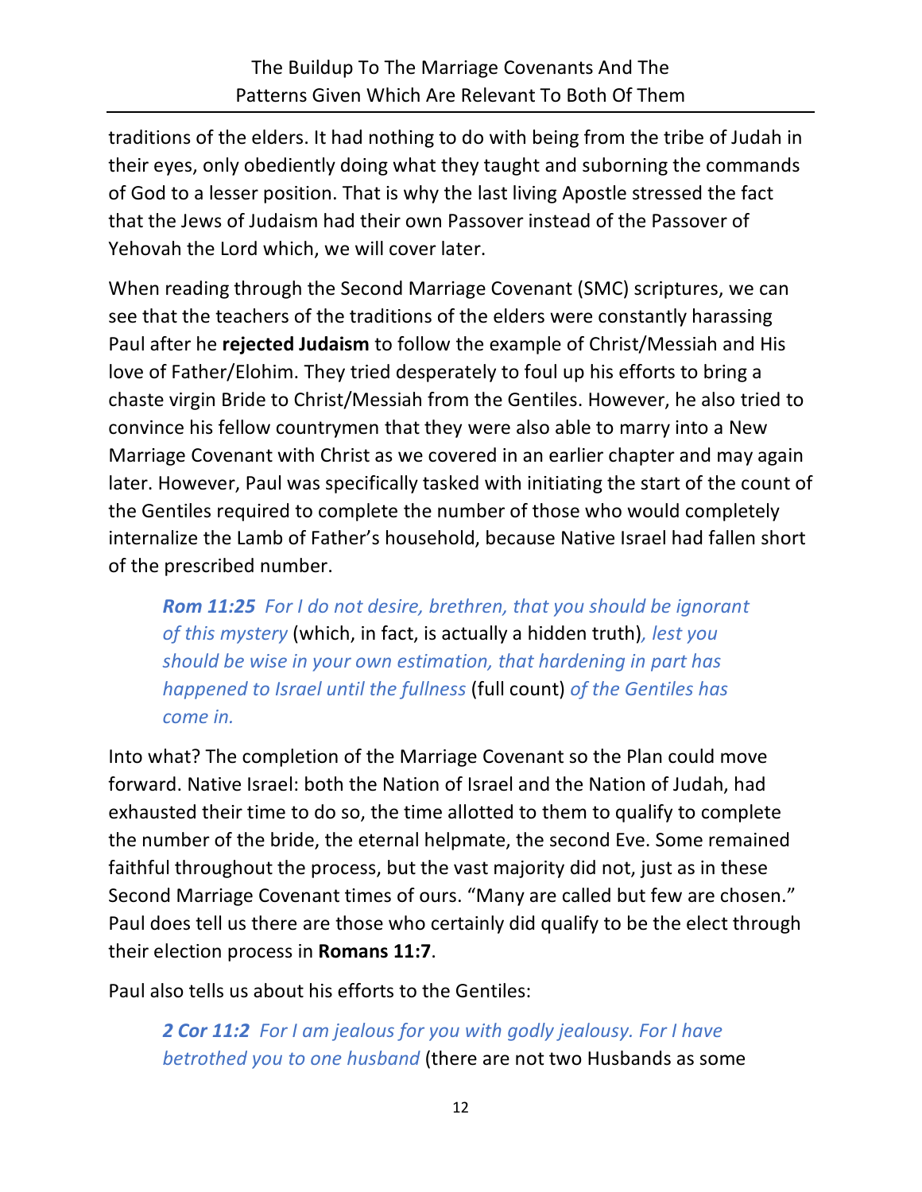traditions of the elders. It had nothing to do with being from the tribe of Judah in their eyes, only obediently doing what they taught and suborning the commands of God to a lesser position. That is why the last living Apostle stressed the fact that the Jews of Judaism had their own Passover instead of the Passover of Yehovah the Lord which, we will cover later.

When reading through the Second Marriage Covenant (SMC) scriptures, we can see that the teachers of the traditions of the elders were constantly harassing Paul after he **rejected Judaism** to follow the example of Christ/Messiah and His love of Father/Elohim. They tried desperately to foul up his efforts to bring a chaste virgin Bride to Christ/Messiah from the Gentiles. However, he also tried to convince his fellow countrymen that they were also able to marry into a New Marriage Covenant with Christ as we covered in an earlier chapter and may again later. However, Paul was specifically tasked with initiating the start of the count of the Gentiles required to complete the number of those who would completely internalize the Lamb of Father's household, because Native Israel had fallen short of the prescribed number.

> ***Rom 11:25*** *For I do not desire, brethren, that you should be ignorant of this mystery* (which, in fact, is actually a hidden truth)*, lest you should be wise in your own estimation, that hardening in part has happened to Israel until the fullness* (full count) *of the Gentiles has come in.*

Into what? The completion of the Marriage Covenant so the Plan could move forward. Native Israel: both the Nation of Israel and the Nation of Judah, had exhausted their time to do so, the time allotted to them to qualify to complete the number of the bride, the eternal helpmate, the second Eve. Some remained faithful throughout the process, but the vast majority did not, just as in these Second Marriage Covenant times of ours. "Many are called but few are chosen." Paul does tell us there are those who certainly did qualify to be the elect through their election process in **Romans 11:7**.

Paul also tells us about his efforts to the Gentiles:

> ***2 Cor 11:2*** *For I am jealous for you with godly jealousy. For I have betrothed you to one husband* (there are not two Husbands as some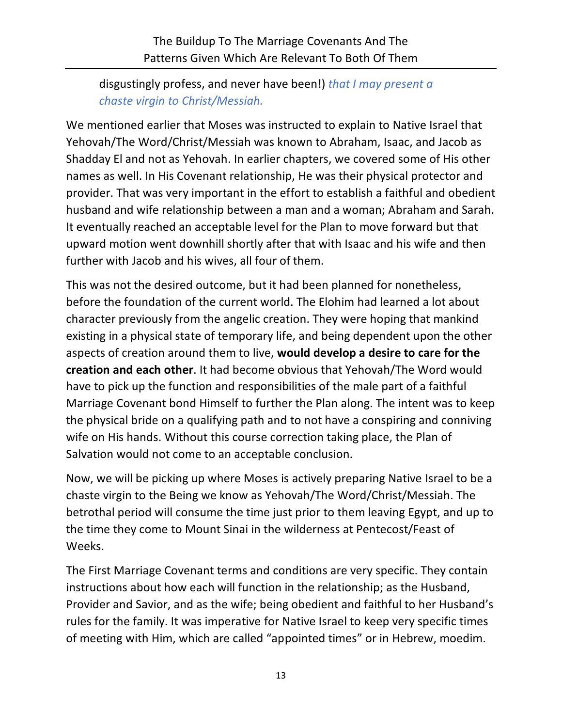disgustingly profess, and never have been!) *that I may present a chaste virgin to Christ/Messiah.*

We mentioned earlier that Moses was instructed to explain to Native Israel that Yehovah/The Word/Christ/Messiah was known to Abraham, Isaac, and Jacob as Shadday El and not as Yehovah. In earlier chapters, we covered some of His other names as well. In His Covenant relationship, He was their physical protector and provider. That was very important in the effort to establish a faithful and obedient husband and wife relationship between a man and a woman; Abraham and Sarah. It eventually reached an acceptable level for the Plan to move forward but that upward motion went downhill shortly after that with Isaac and his wife and then further with Jacob and his wives, all four of them.

This was not the desired outcome, but it had been planned for nonetheless, before the foundation of the current world. The Elohim had learned a lot about character previously from the angelic creation. They were hoping that mankind existing in a physical state of temporary life, and being dependent upon the other aspects of creation around them to live, **would develop a desire to care for the creation and each other**. It had become obvious that Yehovah/The Word would have to pick up the function and responsibilities of the male part of a faithful Marriage Covenant bond Himself to further the Plan along. The intent was to keep the physical bride on a qualifying path and to not have a conspiring and conniving wife on His hands. Without this course correction taking place, the Plan of Salvation would not come to an acceptable conclusion.

Now, we will be picking up where Moses is actively preparing Native Israel to be a chaste virgin to the Being we know as Yehovah/The Word/Christ/Messiah. The betrothal period will consume the time just prior to them leaving Egypt, and up to the time they come to Mount Sinai in the wilderness at Pentecost/Feast of Weeks.

The First Marriage Covenant terms and conditions are very specific. They contain instructions about how each will function in the relationship; as the Husband, Provider and Savior, and as the wife; being obedient and faithful to her Husband's rules for the family. It was imperative for Native Israel to keep very specific times of meeting with Him, which are called "appointed times" or in Hebrew, moedim.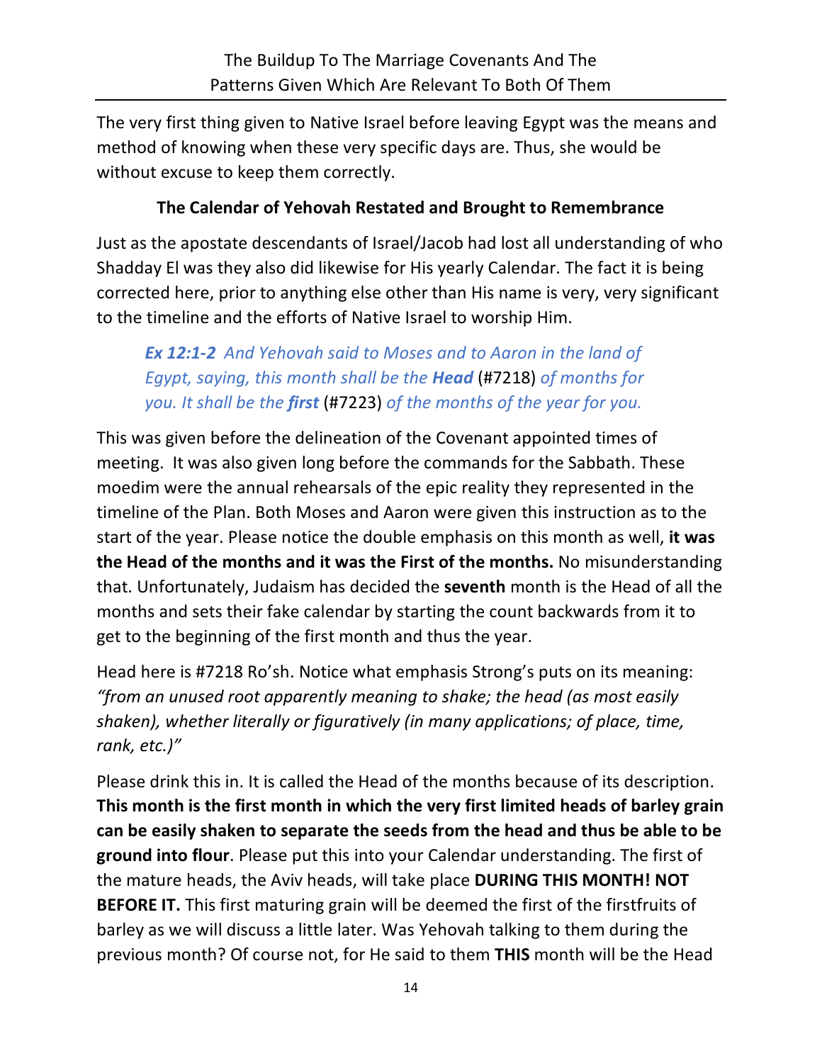The very first thing given to Native Israel before leaving Egypt was the means and method of knowing when these very specific days are. Thus, she would be without excuse to keep them correctly.

### The Calendar of Yehovah Restated and Brought to Remembrance

Just as the apostate descendants of Israel/Jacob had lost all understanding of who Shadday El was they also did likewise for His yearly Calendar. The fact it is being corrected here, prior to anything else other than His name is very, very significant to the timeline and the efforts of Native Israel to worship Him.

> ***Ex 12:1-2*** *And Yehovah said to Moses and to Aaron in the land of Egypt, saying, this month shall be the **Head*** (#7218) *of months for you. It shall be the **first*** (#7223) *of the months of the year for you.*

This was given before the delineation of the Covenant appointed times of meeting. It was also given long before the commands for the Sabbath. These moedim were the annual rehearsals of the epic reality they represented in the timeline of the Plan. Both Moses and Aaron were given this instruction as to the start of the year. Please notice the double emphasis on this month as well, **it was the Head of the months and it was the First of the months.** No misunderstanding that. Unfortunately, Judaism has decided the **seventh** month is the Head of all the months and sets their fake calendar by starting the count backwards from it to get to the beginning of the first month and thus the year.

Head here is #7218 Ro'sh. Notice what emphasis Strong's puts on its meaning: *"from an unused root apparently meaning to shake; the head (as most easily shaken), whether literally or figuratively (in many applications; of place, time, rank, etc.)"*

Please drink this in. It is called the Head of the months because of its description. **This month is the first month in which the very first limited heads of barley grain can be easily shaken to separate the seeds from the head and thus be able to be ground into flour**. Please put this into your Calendar understanding. The first of the mature heads, the Aviv heads, will take place **DURING THIS MONTH! NOT BEFORE IT.** This first maturing grain will be deemed the first of the firstfruits of barley as we will discuss a little later. Was Yehovah talking to them during the previous month? Of course not, for He said to them **THIS** month will be the Head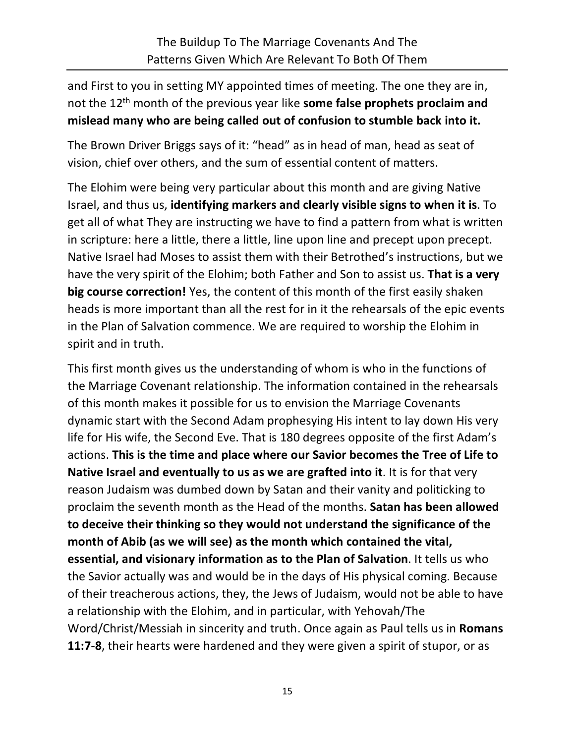and First to you in setting MY appointed times of meeting. The one they are in, not the 12th month of the previous year like **some false prophets proclaim and mislead many who are being called out of confusion to stumble back into it.**

The Brown Driver Briggs says of it: "head" as in head of man, head as seat of vision, chief over others, and the sum of essential content of matters.

The Elohim were being very particular about this month and are giving Native Israel, and thus us, **identifying markers and clearly visible signs to when it is**. To get all of what They are instructing we have to find a pattern from what is written in scripture: here a little, there a little, line upon line and precept upon precept. Native Israel had Moses to assist them with their Betrothed's instructions, but we have the very spirit of the Elohim; both Father and Son to assist us. **That is a very big course correction!** Yes, the content of this month of the first easily shaken heads is more important than all the rest for in it the rehearsals of the epic events in the Plan of Salvation commence. We are required to worship the Elohim in spirit and in truth.

This first month gives us the understanding of whom is who in the functions of the Marriage Covenant relationship. The information contained in the rehearsals of this month makes it possible for us to envision the Marriage Covenants dynamic start with the Second Adam prophesying His intent to lay down His very life for His wife, the Second Eve. That is 180 degrees opposite of the first Adam's actions. **This is the time and place where our Savior becomes the Tree of Life to Native Israel and eventually to us as we are grafted into it**. It is for that very reason Judaism was dumbed down by Satan and their vanity and politicking to proclaim the seventh month as the Head of the months. **Satan has been allowed to deceive their thinking so they would not understand the significance of the month of Abib (as we will see) as the month which contained the vital, essential, and visionary information as to the Plan of Salvation**. It tells us who the Savior actually was and would be in the days of His physical coming. Because of their treacherous actions, they, the Jews of Judaism, would not be able to have a relationship with the Elohim, and in particular, with Yehovah/The Word/Christ/Messiah in sincerity and truth. Once again as Paul tells us in **Romans 11:7-8**, their hearts were hardened and they were given a spirit of stupor, or as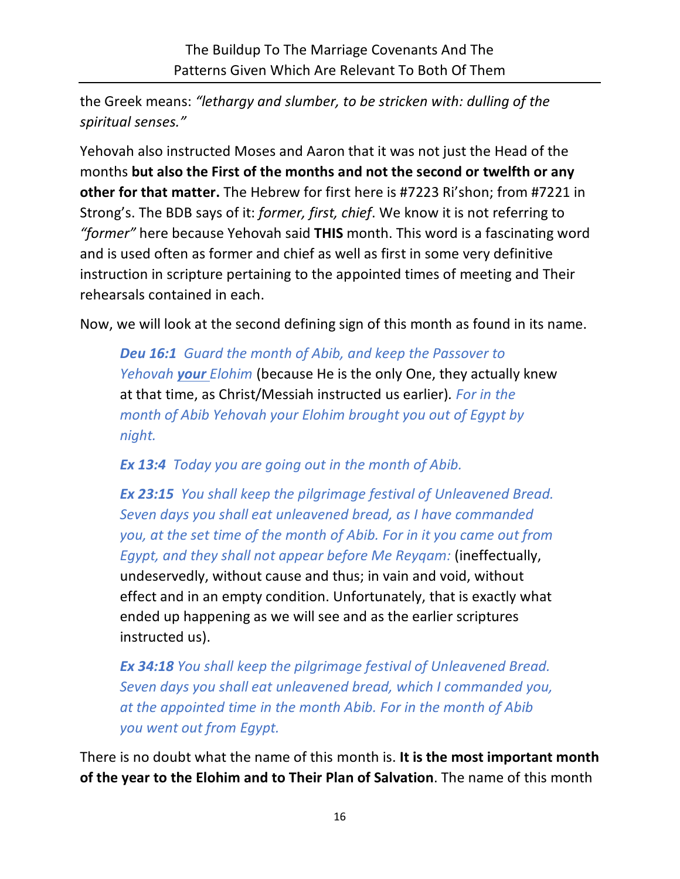the Greek means: *"lethargy and slumber, to be stricken with: dulling of the spiritual senses."*

Yehovah also instructed Moses and Aaron that it was not just the Head of the months **but also the First of the months and not the second or twelfth or any other for that matter.** The Hebrew for first here is #7223 Ri'shon; from #7221 in Strong's. The BDB says of it: *former, first, chief*. We know it is not referring to *"former"* here because Yehovah said **THIS** month. This word is a fascinating word and is used often as former and chief as well as first in some very definitive instruction in scripture pertaining to the appointed times of meeting and Their rehearsals contained in each.

Now, we will look at the second defining sign of this month as found in its name.

> ***Deu 16:1*** *Guard the month of Abib, and keep the Passover to Yehovah **your** Elohim* (because He is the only One, they actually knew at that time, as Christ/Messiah instructed us earlier). *For in the month of Abib Yehovah your Elohim brought you out of Egypt by night.*
>
> ***Ex 13:4*** *Today you are going out in the month of Abib.*
>
> ***Ex 23:15*** *You shall keep the pilgrimage festival of Unleavened Bread. Seven days you shall eat unleavened bread, as I have commanded you, at the set time of the month of Abib. For in it you came out from Egypt, and they shall not appear before Me Reyqam:* (ineffectually, undeservedly, without cause and thus; in vain and void, without effect and in an empty condition. Unfortunately, that is exactly what ended up happening as we will see and as the earlier scriptures instructed us).
>
> ***Ex 34:18*** *You shall keep the pilgrimage festival of Unleavened Bread. Seven days you shall eat unleavened bread, which I commanded you, at the appointed time in the month Abib. For in the month of Abib you went out from Egypt.*

There is no doubt what the name of this month is. **It is the most important month of the year to the Elohim and to Their Plan of Salvation**. The name of this month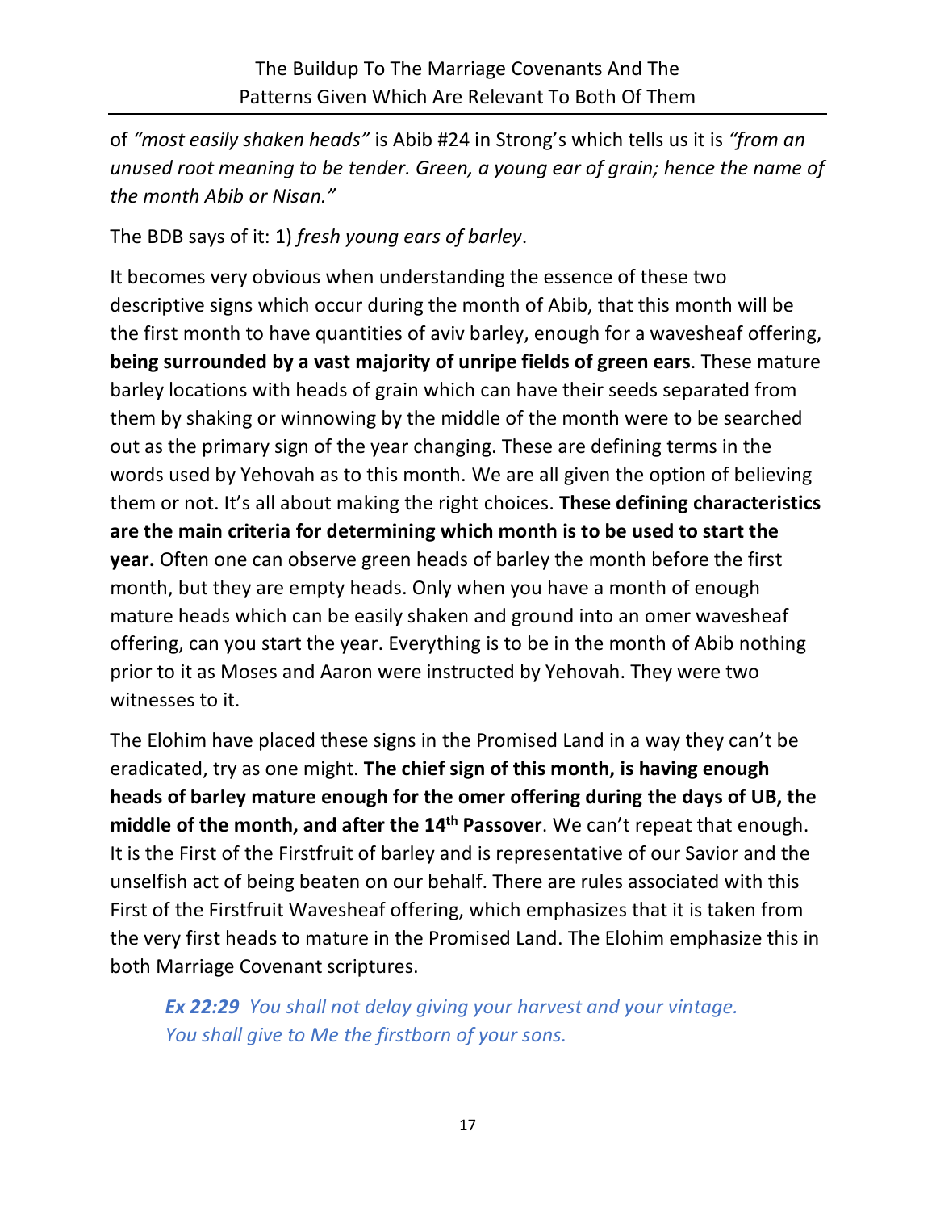of *"most easily shaken heads"* is Abib #24 in Strong's which tells us it is *"from an unused root meaning to be tender. Green, a young ear of grain; hence the name of the month Abib or Nisan."*

The BDB says of it: 1) *fresh young ears of barley*.

It becomes very obvious when understanding the essence of these two descriptive signs which occur during the month of Abib, that this month will be the first month to have quantities of aviv barley, enough for a wavesheaf offering, **being surrounded by a vast majority of unripe fields of green ears**. These mature barley locations with heads of grain which can have their seeds separated from them by shaking or winnowing by the middle of the month were to be searched out as the primary sign of the year changing. These are defining terms in the words used by Yehovah as to this month. We are all given the option of believing them or not. It's all about making the right choices. **These defining characteristics are the main criteria for determining which month is to be used to start the year.** Often one can observe green heads of barley the month before the first month, but they are empty heads. Only when you have a month of enough mature heads which can be easily shaken and ground into an omer wavesheaf offering, can you start the year. Everything is to be in the month of Abib nothing prior to it as Moses and Aaron were instructed by Yehovah. They were two witnesses to it.

The Elohim have placed these signs in the Promised Land in a way they can't be eradicated, try as one might. **The chief sign of this month, is having enough heads of barley mature enough for the omer offering during the days of UB, the middle of the month, and after the 14th Passover**. We can't repeat that enough. It is the First of the Firstfruit of barley and is representative of our Savior and the unselfish act of being beaten on our behalf. There are rules associated with this First of the Firstfruit Wavesheaf offering, which emphasizes that it is taken from the very first heads to mature in the Promised Land. The Elohim emphasize this in both Marriage Covenant scriptures.

> ***Ex 22:29*** *You shall not delay giving your harvest and your vintage. You shall give to Me the firstborn of your sons.*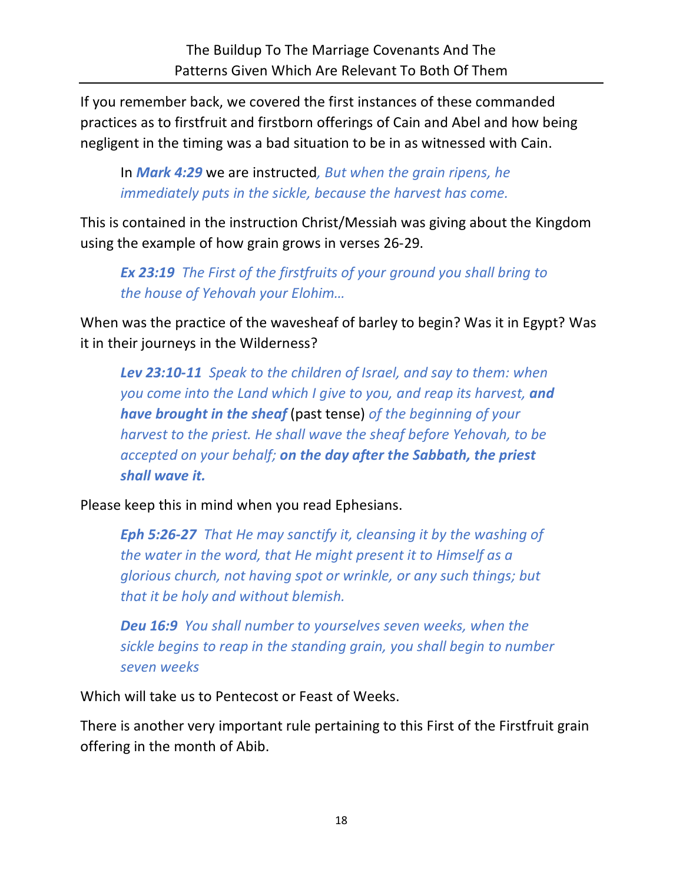If you remember back, we covered the first instances of these commanded practices as to firstfruit and firstborn offerings of Cain and Abel and how being negligent in the timing was a bad situation to be in as witnessed with Cain.

> In ***Mark 4:29*** we are instructed*, But when the grain ripens, he immediately puts in the sickle, because the harvest has come.*

This is contained in the instruction Christ/Messiah was giving about the Kingdom using the example of how grain grows in verses 26-29.

> ***Ex 23:19*** *The First of the firstfruits of your ground you shall bring to the house of Yehovah your Elohim…*

When was the practice of the wavesheaf of barley to begin? Was it in Egypt? Was it in their journeys in the Wilderness?

> ***Lev 23:10-11*** *Speak to the children of Israel, and say to them: when you come into the Land which I give to you, and reap its harvest,* ***and have brought in the sheaf*** (past tense) *of the beginning of your harvest to the priest. He shall wave the sheaf before Yehovah, to be accepted on your behalf;* ***on the day after the Sabbath, the priest shall wave it.***

Please keep this in mind when you read Ephesians.

> ***Eph 5:26-27*** *That He may sanctify it, cleansing it by the washing of the water in the word, that He might present it to Himself as a glorious church, not having spot or wrinkle, or any such things; but that it be holy and without blemish.*

> ***Deu 16:9*** *You shall number to yourselves seven weeks, when the sickle begins to reap in the standing grain, you shall begin to number seven weeks*

Which will take us to Pentecost or Feast of Weeks.

There is another very important rule pertaining to this First of the Firstfruit grain offering in the month of Abib.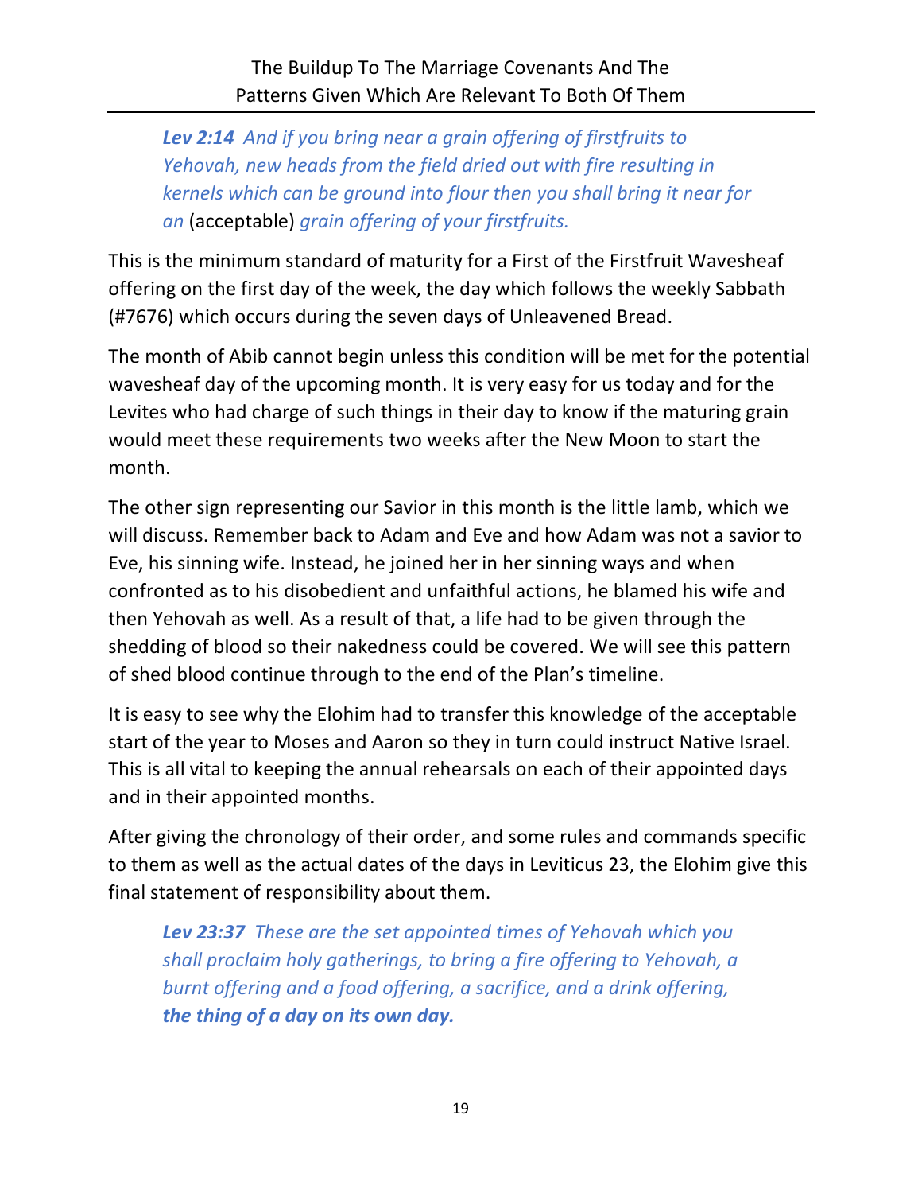> ***Lev 2:14*** *And if you bring near a grain offering of firstfruits to Yehovah, new heads from the field dried out with fire resulting in kernels which can be ground into flour then you shall bring it near for an* (acceptable) *grain offering of your firstfruits.*

This is the minimum standard of maturity for a First of the Firstfruit Wavesheaf offering on the first day of the week, the day which follows the weekly Sabbath (#7676) which occurs during the seven days of Unleavened Bread.

The month of Abib cannot begin unless this condition will be met for the potential wavesheaf day of the upcoming month. It is very easy for us today and for the Levites who had charge of such things in their day to know if the maturing grain would meet these requirements two weeks after the New Moon to start the month.

The other sign representing our Savior in this month is the little lamb, which we will discuss. Remember back to Adam and Eve and how Adam was not a savior to Eve, his sinning wife. Instead, he joined her in her sinning ways and when confronted as to his disobedient and unfaithful actions, he blamed his wife and then Yehovah as well. As a result of that, a life had to be given through the shedding of blood so their nakedness could be covered. We will see this pattern of shed blood continue through to the end of the Plan's timeline.

It is easy to see why the Elohim had to transfer this knowledge of the acceptable start of the year to Moses and Aaron so they in turn could instruct Native Israel. This is all vital to keeping the annual rehearsals on each of their appointed days and in their appointed months.

After giving the chronology of their order, and some rules and commands specific to them as well as the actual dates of the days in Leviticus 23, the Elohim give this final statement of responsibility about them.

> ***Lev 23:37*** *These are the set appointed times of Yehovah which you shall proclaim holy gatherings, to bring a fire offering to Yehovah, a burnt offering and a food offering, a sacrifice, and a drink offering,* ***the thing of a day on its own day.***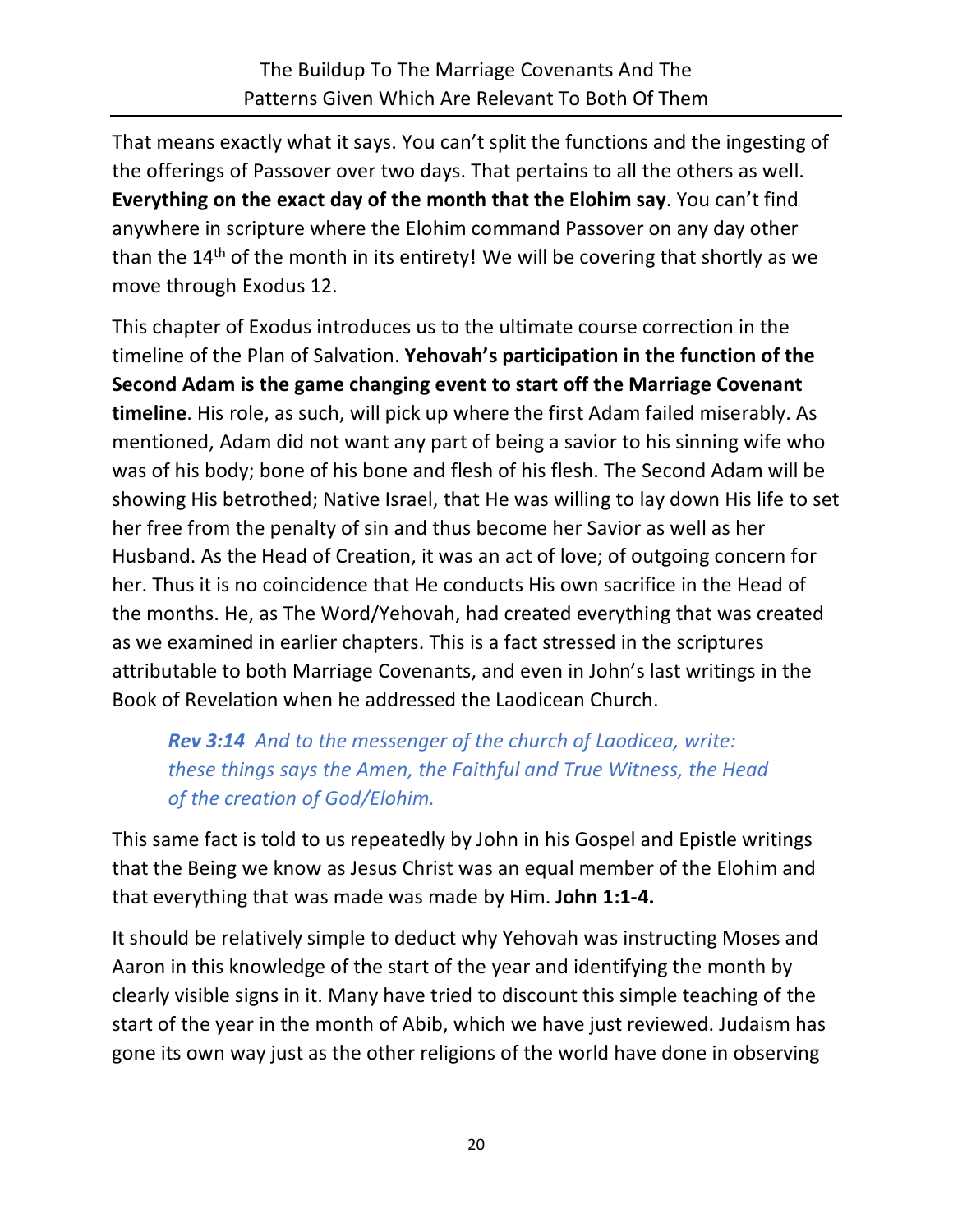That means exactly what it says. You can't split the functions and the ingesting of the offerings of Passover over two days. That pertains to all the others as well. **Everything on the exact day of the month that the Elohim say**. You can't find anywhere in scripture where the Elohim command Passover on any day other than the 14th of the month in its entirety! We will be covering that shortly as we move through Exodus 12.

This chapter of Exodus introduces us to the ultimate course correction in the timeline of the Plan of Salvation. **Yehovah's participation in the function of the Second Adam is the game changing event to start off the Marriage Covenant timeline**. His role, as such, will pick up where the first Adam failed miserably. As mentioned, Adam did not want any part of being a savior to his sinning wife who was of his body; bone of his bone and flesh of his flesh. The Second Adam will be showing His betrothed; Native Israel, that He was willing to lay down His life to set her free from the penalty of sin and thus become her Savior as well as her Husband. As the Head of Creation, it was an act of love; of outgoing concern for her. Thus it is no coincidence that He conducts His own sacrifice in the Head of the months. He, as The Word/Yehovah, had created everything that was created as we examined in earlier chapters. This is a fact stressed in the scriptures attributable to both Marriage Covenants, and even in John's last writings in the Book of Revelation when he addressed the Laodicean Church.

> ***Rev 3:14*** *And to the messenger of the church of Laodicea, write: these things says the Amen, the Faithful and True Witness, the Head of the creation of God/Elohim.*

This same fact is told to us repeatedly by John in his Gospel and Epistle writings that the Being we know as Jesus Christ was an equal member of the Elohim and that everything that was made was made by Him. **John 1:1-4.**

It should be relatively simple to deduct why Yehovah was instructing Moses and Aaron in this knowledge of the start of the year and identifying the month by clearly visible signs in it. Many have tried to discount this simple teaching of the start of the year in the month of Abib, which we have just reviewed. Judaism has gone its own way just as the other religions of the world have done in observing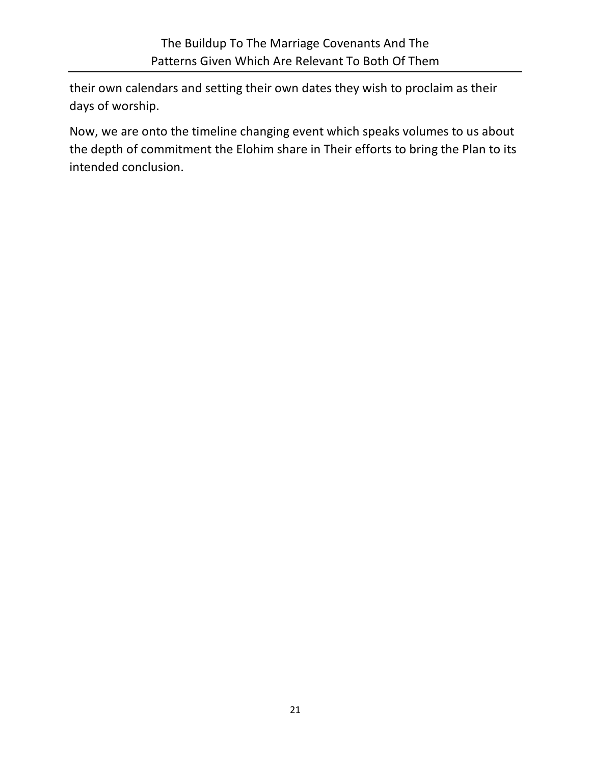their own calendars and setting their own dates they wish to proclaim as their days of worship.

Now, we are onto the timeline changing event which speaks volumes to us about the depth of commitment the Elohim share in Their efforts to bring the Plan to its intended conclusion.